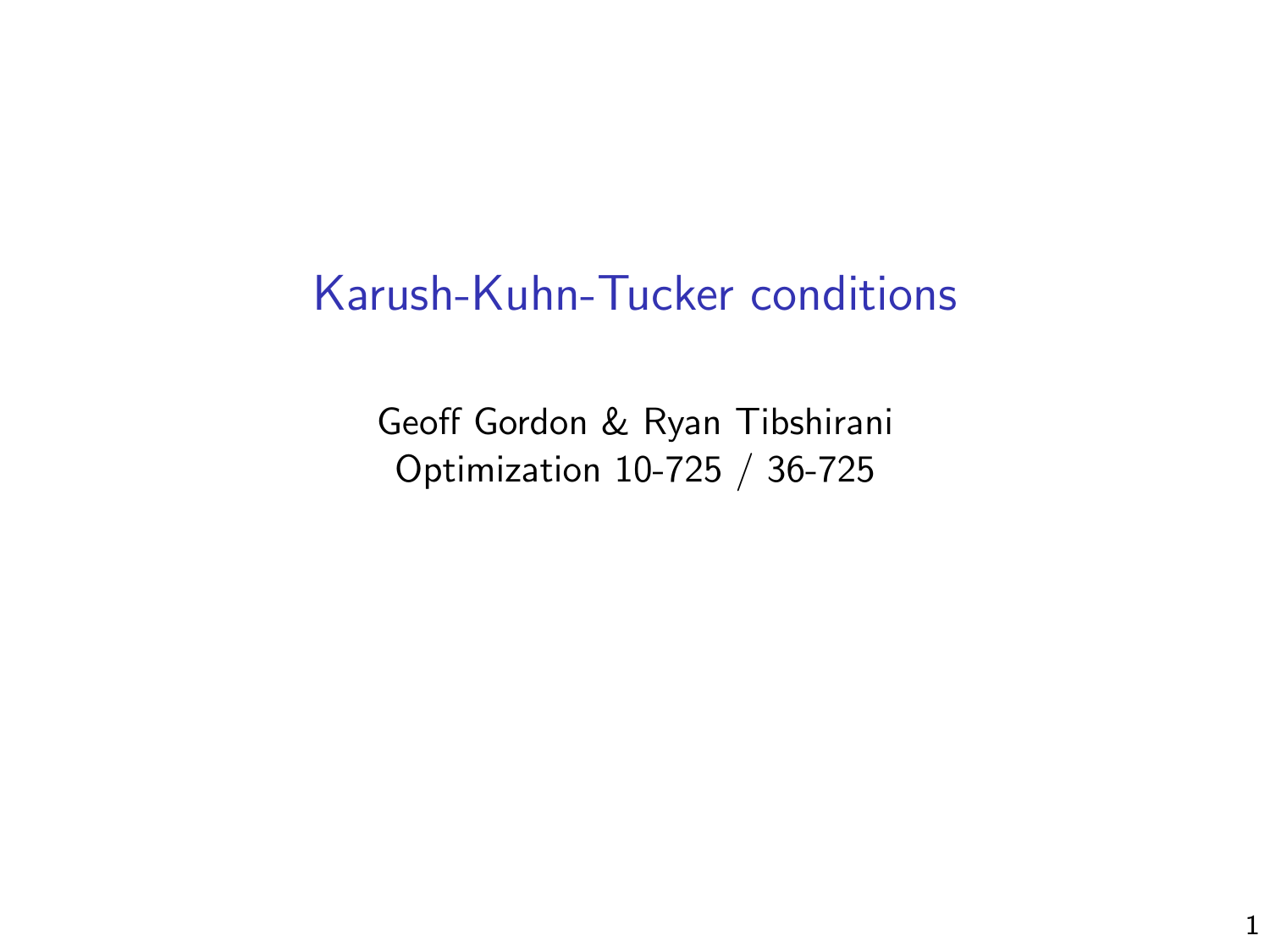# Karush-Kuhn-Tucker conditions

Geoff Gordon & Ryan Tibshirani
Optimization 10-725 / 36-725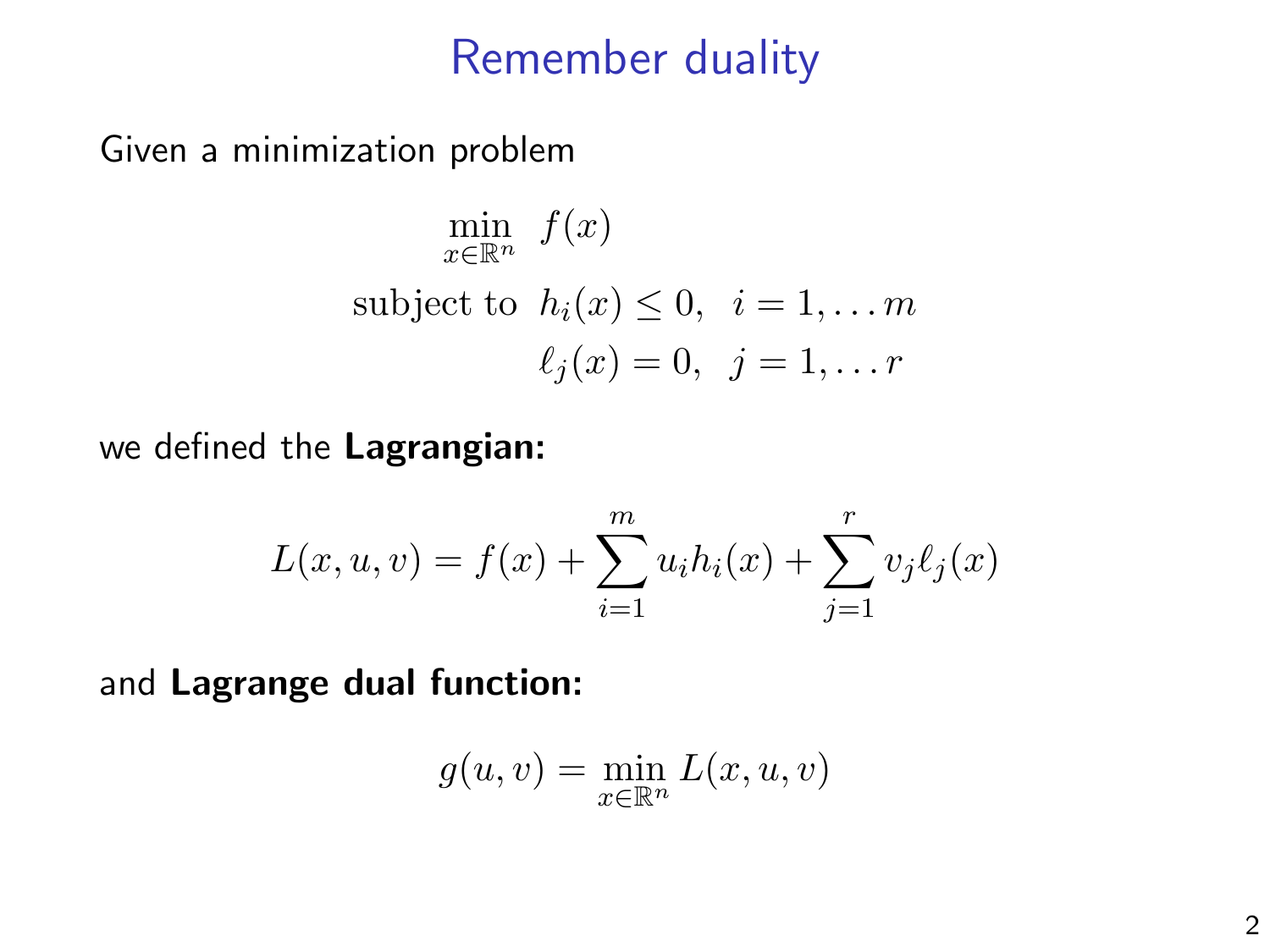# Remember duality

Given a minimization problem

$$
\begin{aligned}
\min_{x \in \mathbb{R}^n} \quad & f(x) \\
\text{subject to} \quad & h_i(x) \leq 0, \;\; i = 1, \ldots m \\
& \ell_j(x) = 0, \;\; j = 1, \ldots r
\end{aligned}
$$

we defined the **Lagrangian:**

$$
L(x, u, v) = f(x) + \sum_{i=1}^{m} u_i h_i(x) + \sum_{j=1}^{r} v_j \ell_j(x)
$$

and **Lagrange dual function:**

$$
g(u, v) = \min_{x \in \mathbb{R}^n} L(x, u, v)
$$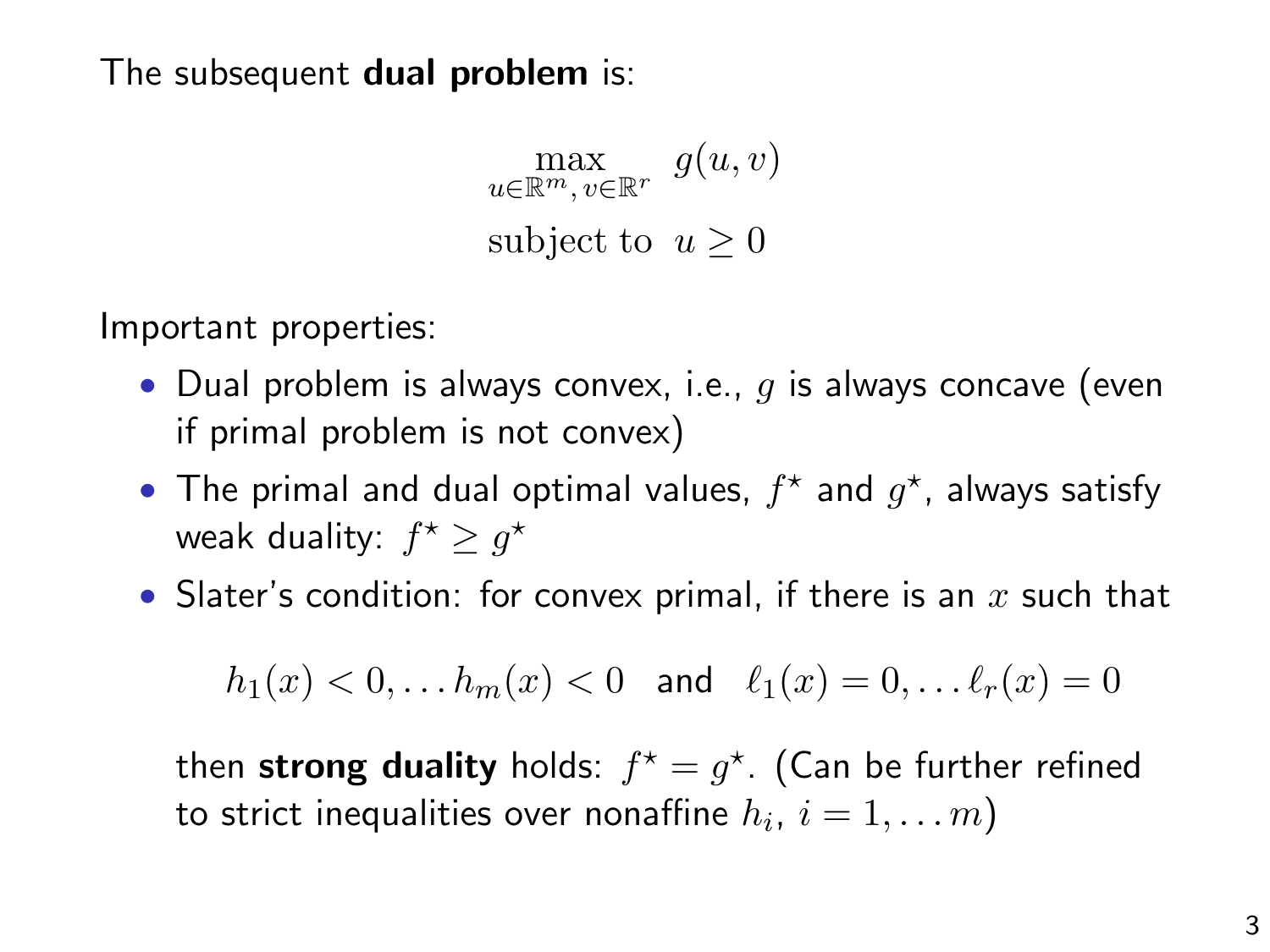The subsequent **dual problem** is:

$$
\begin{aligned}
\max_{u \in \mathbb{R}^m,\, v \in \mathbb{R}^r} \quad & g(u, v) \\
\text{subject to} \quad & u \geq 0
\end{aligned}
$$

Important properties:

- Dual problem is always convex, i.e., $g$ is always concave (even if primal problem is not convex)
- The primal and dual optimal values, $f^\star$ and $g^\star$, always satisfy weak duality: $f^\star \geq g^\star$
- Slater's condition: for convex primal, if there is an $x$ such that

  $$h_1(x) < 0, \ldots h_m(x) < 0 \quad \text{and} \quad \ell_1(x) = 0, \ldots \ell_r(x) = 0$$

  then **strong duality** holds: $f^\star = g^\star$. (Can be further refined to strict inequalities over nonaffine $h_i$, $i = 1, \ldots m$)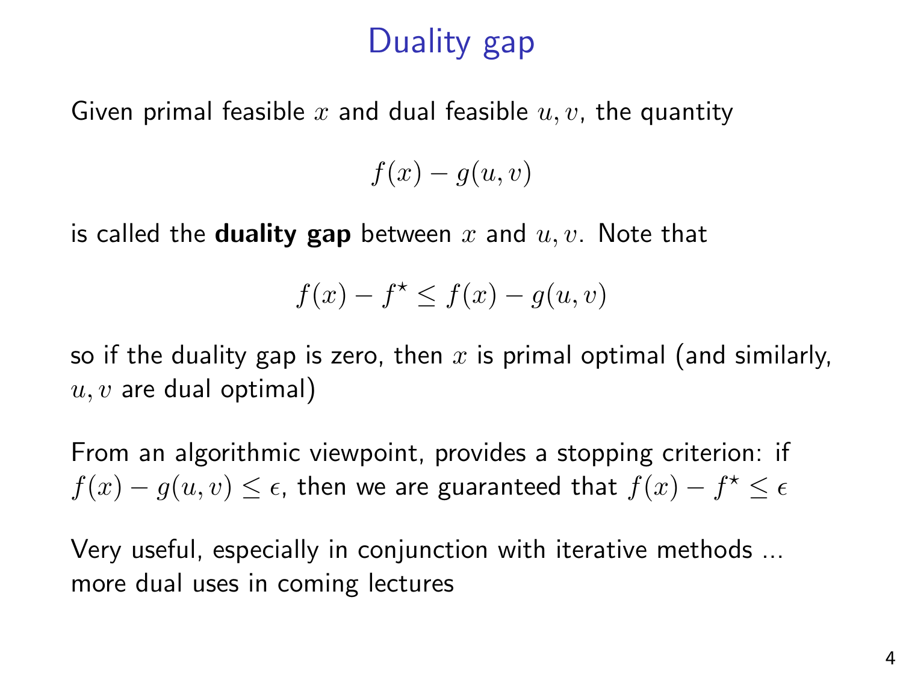# Duality gap

Given primal feasible $x$ and dual feasible $u, v$, the quantity

$$f(x) - g(u, v)$$

is called the **duality gap** between $x$ and $u, v$. Note that

$$f(x) - f^\star \leq f(x) - g(u, v)$$

so if the duality gap is zero, then $x$ is primal optimal (and similarly, $u, v$ are dual optimal)

From an algorithmic viewpoint, provides a stopping criterion: if $f(x) - g(u, v) \leq \epsilon$, then we are guaranteed that $f(x) - f^\star \leq \epsilon$

Very useful, especially in conjunction with iterative methods ... more dual uses in coming lectures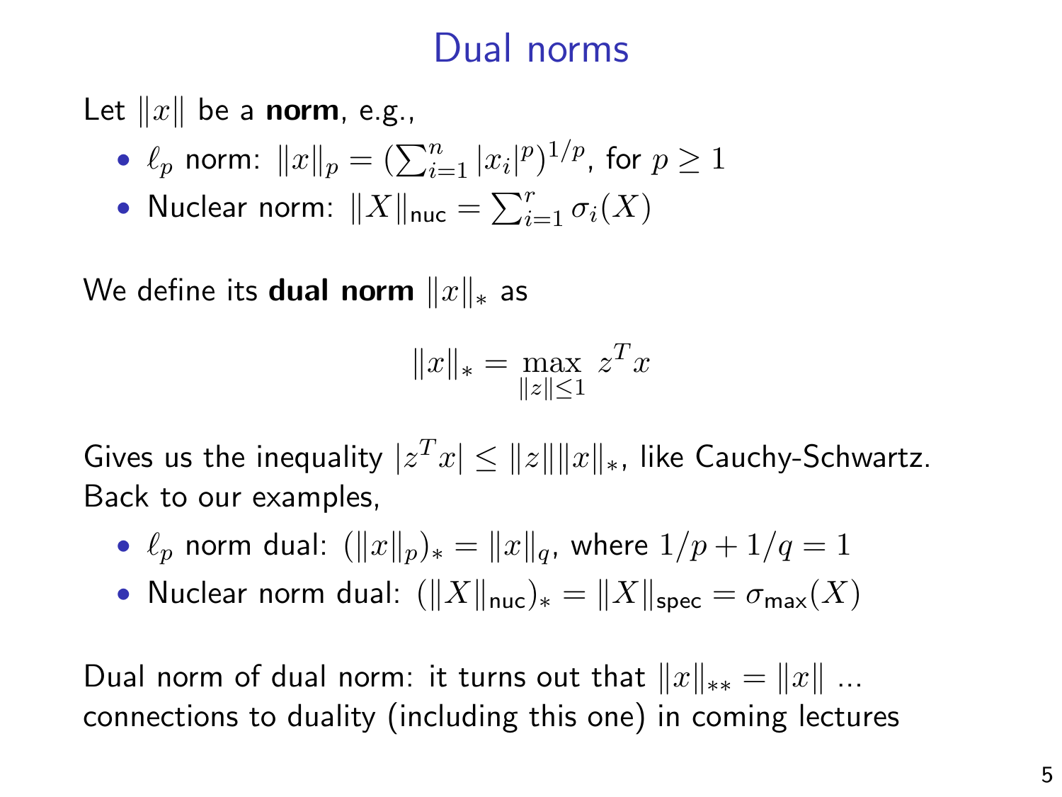# Dual norms

Let $\|x\|$ be a **norm**, e.g.,

- $\ell_p$ norm: $\|x\|_p = (\sum_{i=1}^n |x_i|^p)^{1/p}$, for $p \geq 1$
- Nuclear norm: $\|X\|_{\mathsf{nuc}} = \sum_{i=1}^r \sigma_i(X)$

We define its **dual norm** $\|x\|_*$ as

$$\|x\|_* = \max_{\|z\| \leq 1} \, z^T x$$

Gives us the inequality $|z^T x| \leq \|z\| \|x\|_*$, like Cauchy-Schwartz. Back to our examples,

- $\ell_p$ norm dual: $(\|x\|_p)_* = \|x\|_q$, where $1/p + 1/q = 1$
- Nuclear norm dual: $(\|X\|_{\mathsf{nuc}})_* = \|X\|_{\mathsf{spec}} = \sigma_{\mathsf{max}}(X)$

Dual norm of dual norm: it turns out that $\|x\|_{**} = \|x\|$ ... connections to duality (including this one) in coming lectures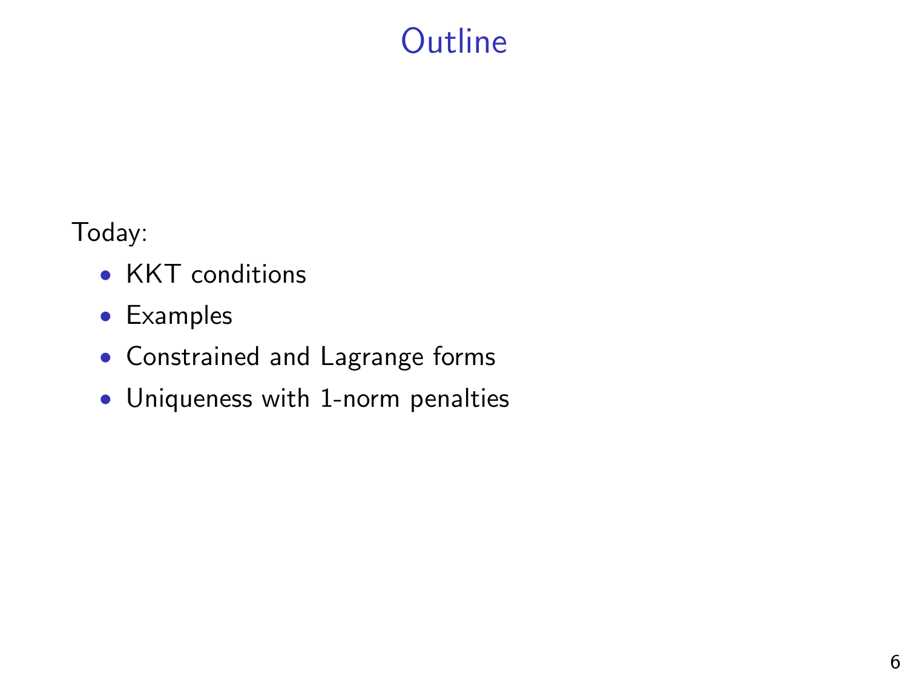# Outline

Today:

- KKT conditions
- Examples
- Constrained and Lagrange forms
- Uniqueness with 1-norm penalties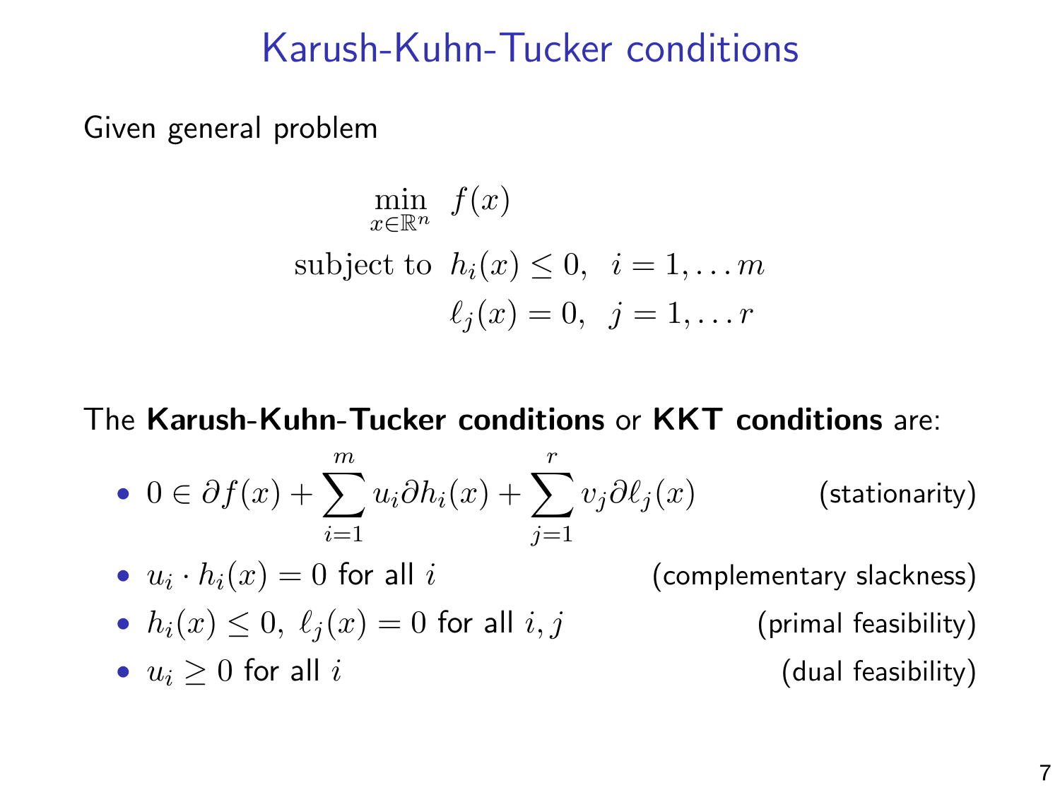# Karush-Kuhn-Tucker conditions

Given general problem

$$
\begin{aligned}
\min_{x \in \mathbb{R}^n} \quad & f(x) \\
\text{subject to} \quad & h_i(x) \leq 0, \;\; i = 1, \ldots m \\
& \ell_j(x) = 0, \;\; j = 1, \ldots r
\end{aligned}
$$

The **Karush-Kuhn-Tucker conditions** or **KKT conditions** are:

- $0 \in \partial f(x) + \sum_{i=1}^{m} u_i \partial h_i(x) + \sum_{j=1}^{r} v_j \partial \ell_j(x)$ (stationarity)
- $u_i \cdot h_i(x) = 0$ for all $i$ (complementary slackness)
- $h_i(x) \leq 0, \; \ell_j(x) = 0$ for all $i, j$ (primal feasibility)
- $u_i \geq 0$ for all $i$ (dual feasibility)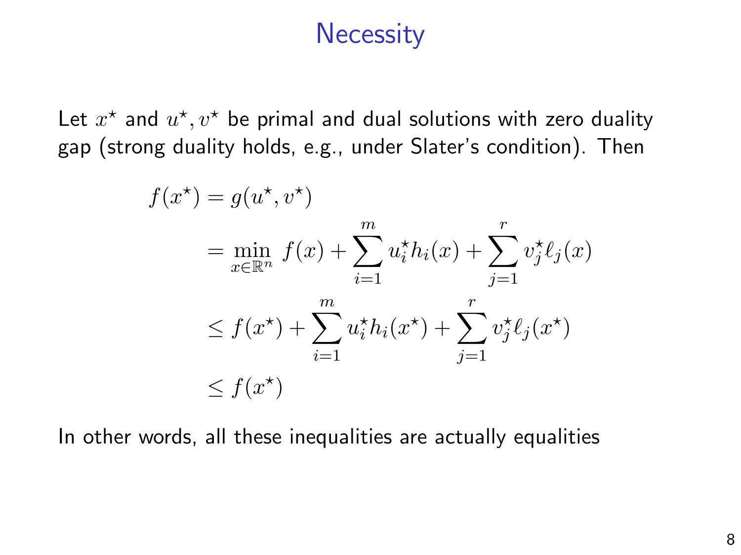# Necessity

Let $x^\star$ and $u^\star, v^\star$ be primal and dual solutions with zero duality gap (strong duality holds, e.g., under Slater's condition). Then

$$
\begin{aligned}
f(x^\star) &= g(u^\star, v^\star) \\
&= \min_{x \in \mathbb{R}^n} \; f(x) + \sum_{i=1}^m u_i^\star h_i(x) + \sum_{j=1}^r v_j^\star \ell_j(x) \\
&\le f(x^\star) + \sum_{i=1}^m u_i^\star h_i(x^\star) + \sum_{j=1}^r v_j^\star \ell_j(x^\star) \\
&\le f(x^\star)
\end{aligned}
$$

In other words, all these inequalities are actually equalities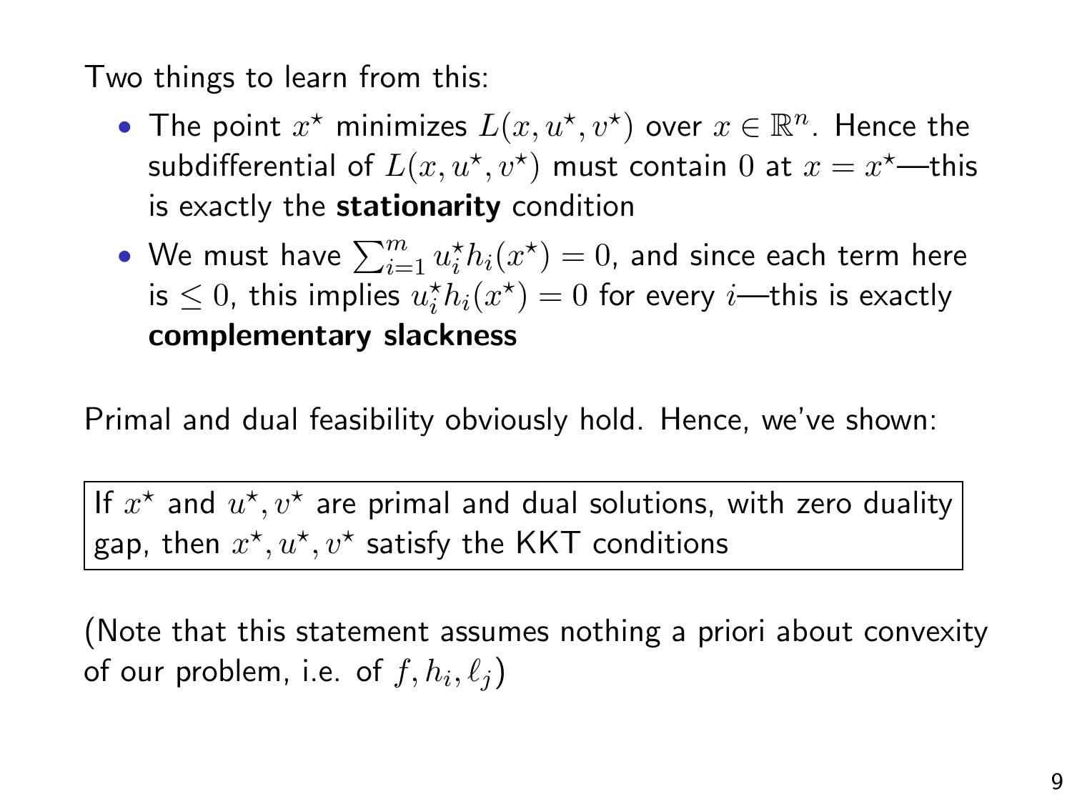Two things to learn from this:

- The point $x^\star$ minimizes $L(x, u^\star, v^\star)$ over $x \in \mathbb{R}^n$. Hence the subdifferential of $L(x, u^\star, v^\star)$ must contain $0$ at $x = x^\star$—this is exactly the **stationarity** condition
- We must have $\sum_{i=1}^m u_i^\star h_i(x^\star) = 0$, and since each term here is $\leq 0$, this implies $u_i^\star h_i(x^\star) = 0$ for every $i$—this is exactly **complementary slackness**

Primal and dual feasibility obviously hold. Hence, we've shown:

> If $x^\star$ and $u^\star, v^\star$ are primal and dual solutions, with zero duality gap, then $x^\star, u^\star, v^\star$ satisfy the KKT conditions

(Note that this statement assumes nothing a priori about convexity of our problem, i.e. of $f, h_i, \ell_j$)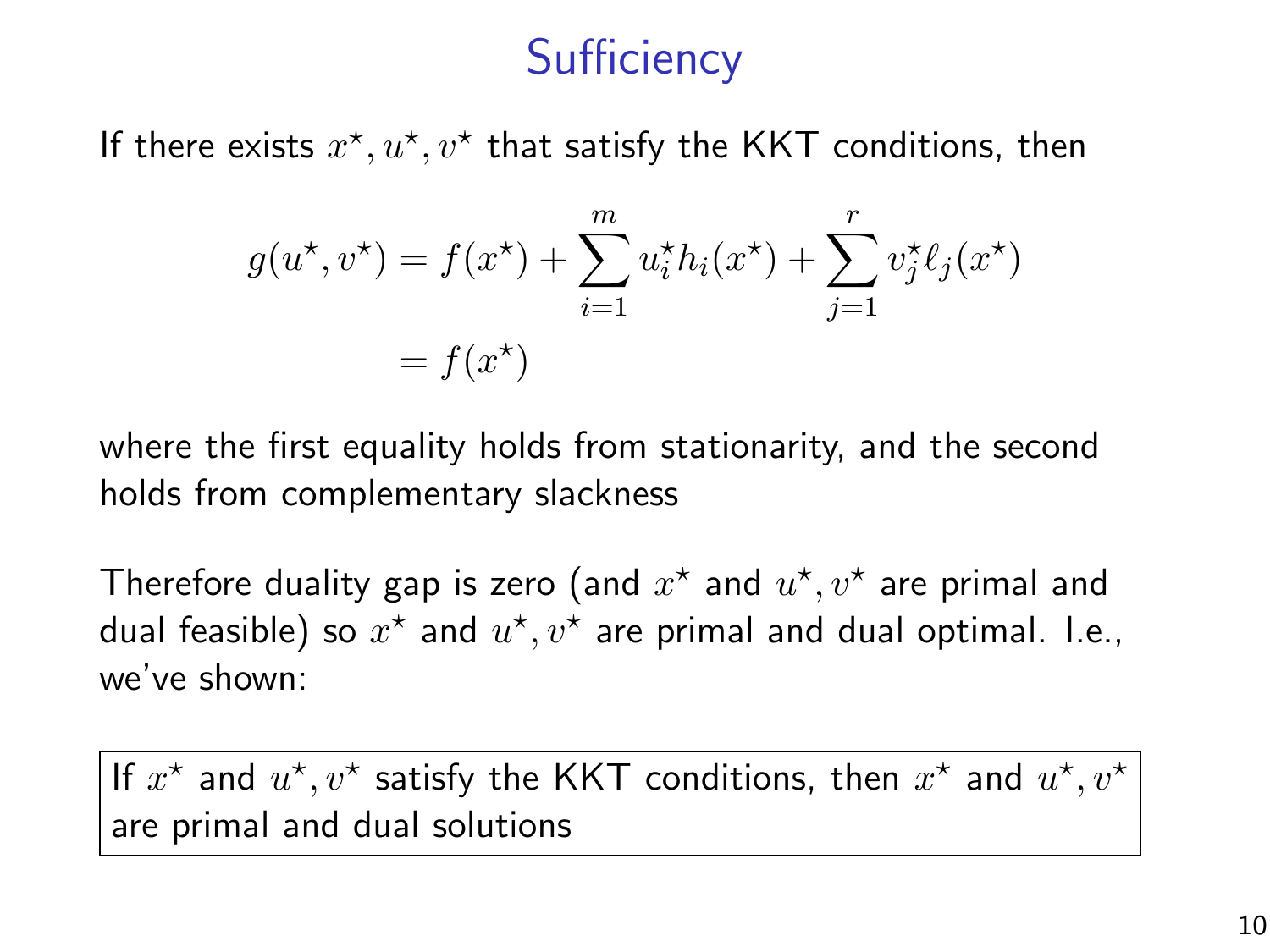# Sufficiency

If there exists $x^\star, u^\star, v^\star$ that satisfy the KKT conditions, then

$$
\begin{aligned}
g(u^\star, v^\star) &= f(x^\star) + \sum_{i=1}^{m} u_i^\star h_i(x^\star) + \sum_{j=1}^{r} v_j^\star \ell_j(x^\star) \\
&= f(x^\star)
\end{aligned}
$$

where the first equality holds from stationarity, and the second holds from complementary slackness

Therefore duality gap is zero (and $x^\star$ and $u^\star, v^\star$ are primal and dual feasible) so $x^\star$ and $u^\star, v^\star$ are primal and dual optimal. I.e., we've shown:

> If $x^\star$ and $u^\star, v^\star$ satisfy the KKT conditions, then $x^\star$ and $u^\star, v^\star$ are primal and dual solutions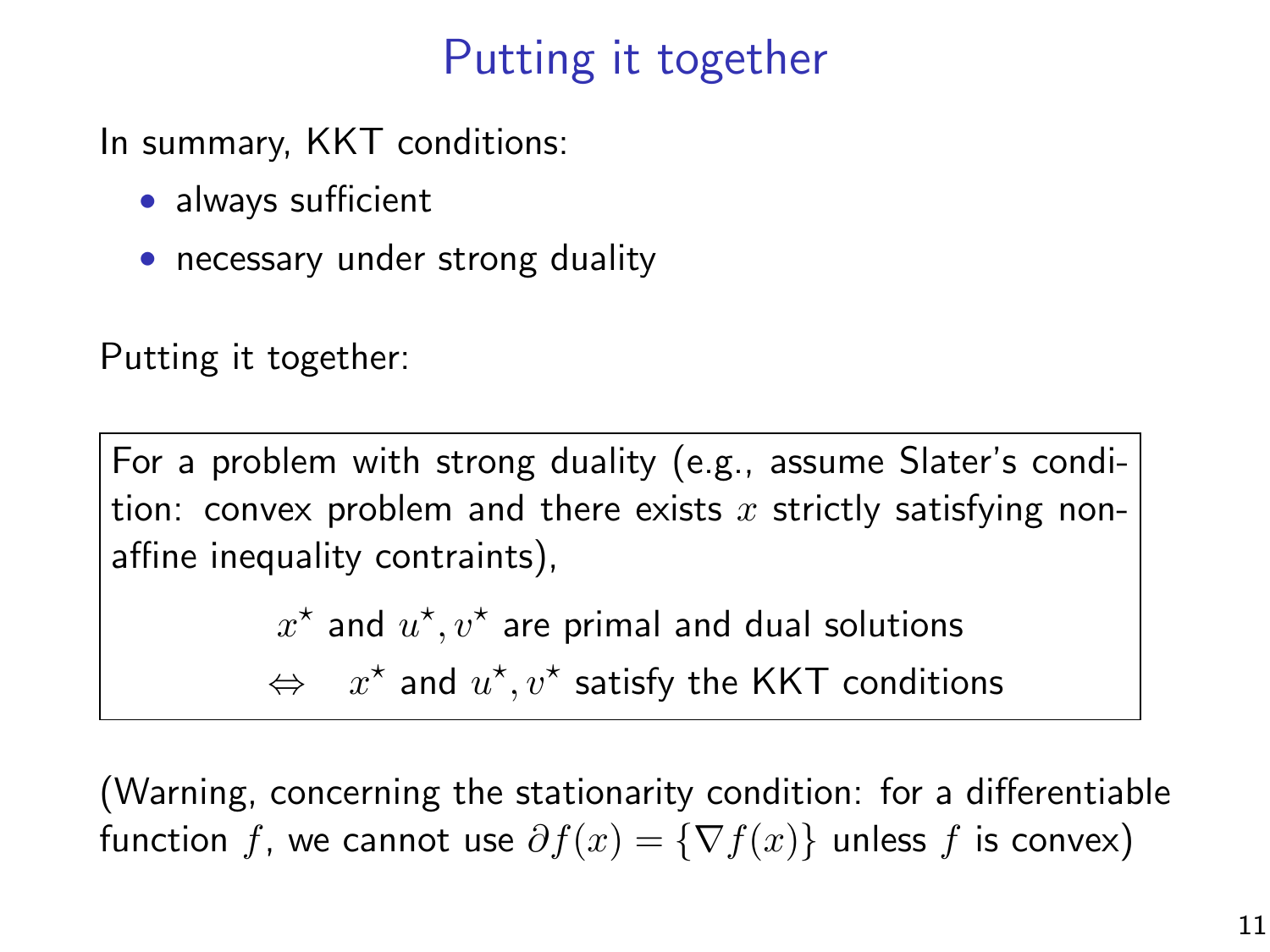# Putting it together

In summary, KKT conditions:

- always sufficient
- necessary under strong duality

Putting it together:

> For a problem with strong duality (e.g., assume Slater's condition: convex problem and there exists $x$ strictly satisfying non-affine inequality contraints),
>
> $$x^\star \text{ and } u^\star, v^\star \text{ are primal and dual solutions}$$
> $$\Leftrightarrow \quad x^\star \text{ and } u^\star, v^\star \text{ satisfy the KKT conditions}$$

(Warning, concerning the stationarity condition: for a differentiable function $f$, we cannot use $\partial f(x) = \{\nabla f(x)\}$ unless $f$ is convex)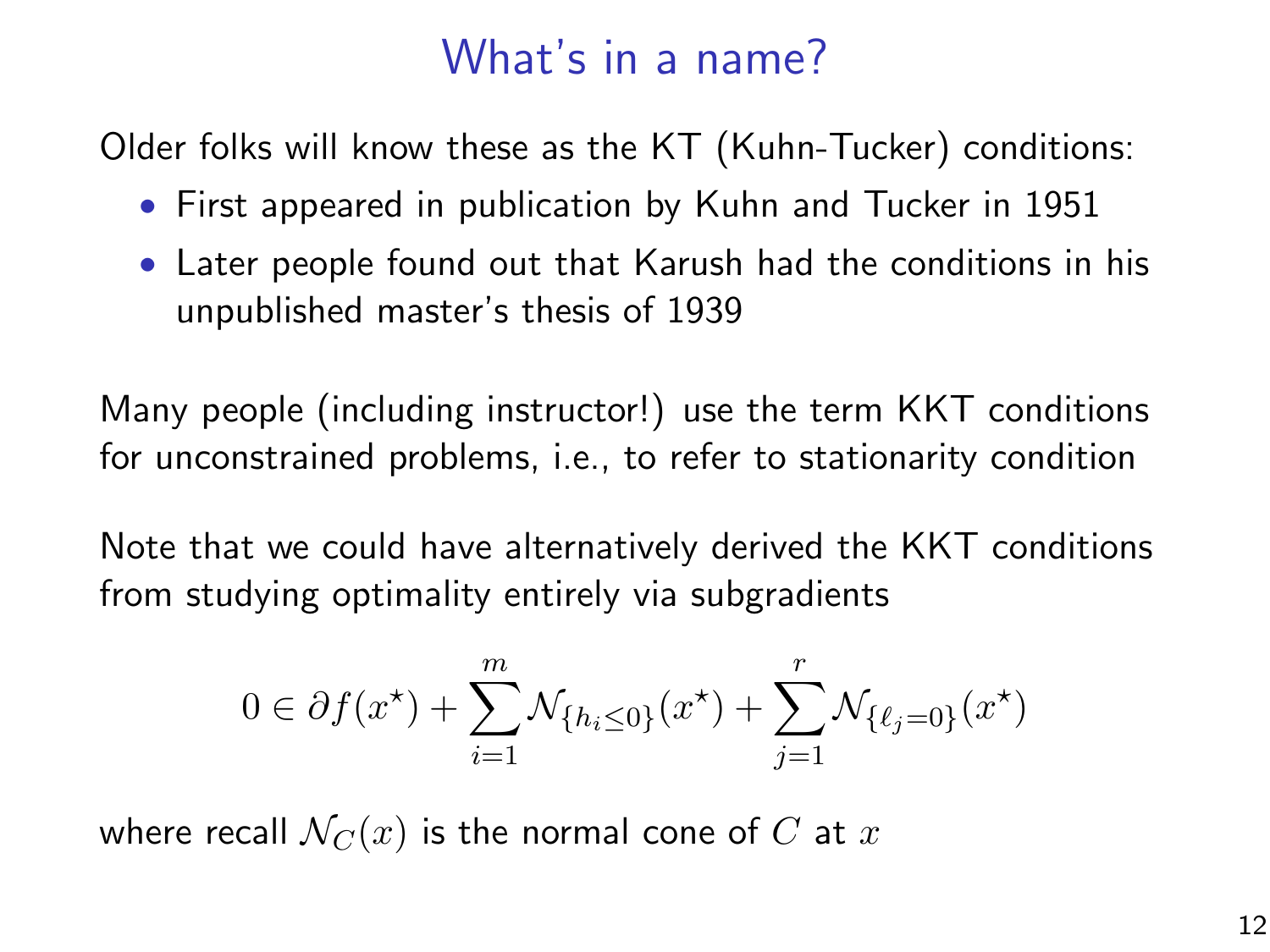# What's in a name?

Older folks will know these as the KT (Kuhn-Tucker) conditions:

- First appeared in publication by Kuhn and Tucker in 1951
- Later people found out that Karush had the conditions in his unpublished master's thesis of 1939

Many people (including instructor!) use the term KKT conditions for unconstrained problems, i.e., to refer to stationarity condition

Note that we could have alternatively derived the KKT conditions from studying optimality entirely via subgradients

$$0 \in \partial f(x^\star) + \sum_{i=1}^{m} \mathcal{N}_{\{h_i \le 0\}}(x^\star) + \sum_{j=1}^{r} \mathcal{N}_{\{\ell_j = 0\}}(x^\star)$$

where recall $\mathcal{N}_C(x)$ is the normal cone of $C$ at $x$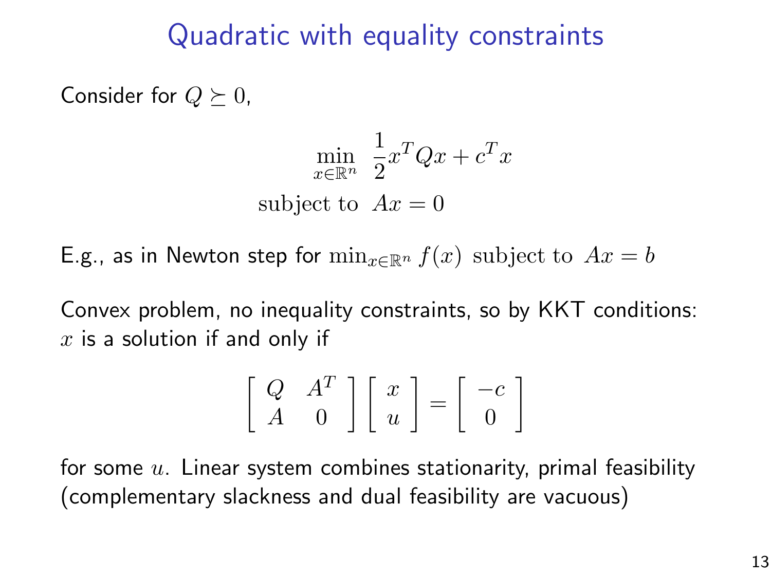# Quadratic with equality constraints

Consider for $Q \succeq 0$,

$$\min_{x \in \mathbb{R}^n} \ \frac{1}{2} x^T Q x + c^T x$$
$$\text{subject to } \ Ax = 0$$

E.g., as in Newton step for $\min_{x \in \mathbb{R}^n} f(x) \text{ subject to } Ax = b$

Convex problem, no inequality constraints, so by KKT conditions: $x$ is a solution if and only if

$$\begin{bmatrix} Q & A^T \\ A & 0 \end{bmatrix} \begin{bmatrix} x \\ u \end{bmatrix} = \begin{bmatrix} -c \\ 0 \end{bmatrix}$$

for some $u$. Linear system combines stationarity, primal feasibility (complementary slackness and dual feasibility are vacuous)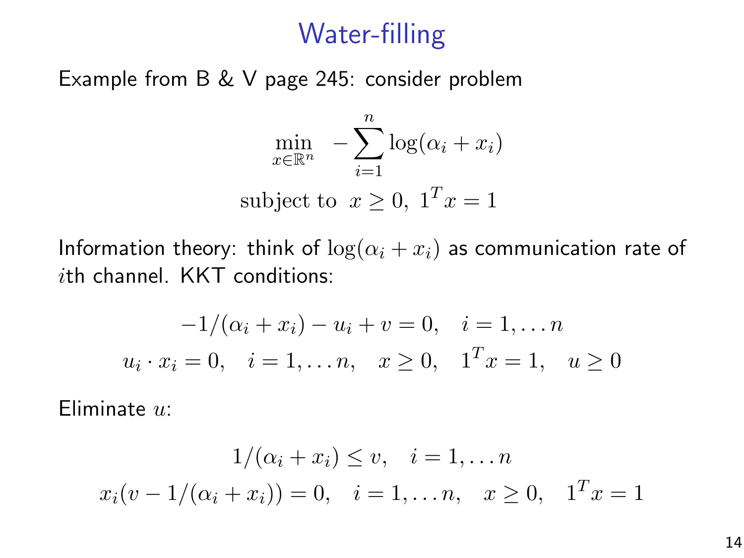# Water-filling

Example from B & V page 245: consider problem

$$\min_{x \in \mathbb{R}^n} \quad -\sum_{i=1}^{n} \log(\alpha_i + x_i)$$
$$\text{subject to } \; x \geq 0, \; 1^T x = 1$$

Information theory: think of $\log(\alpha_i + x_i)$ as communication rate of $i$th channel. KKT conditions:

$$-1/(\alpha_i + x_i) - u_i + v = 0, \quad i = 1, \ldots n$$
$$u_i \cdot x_i = 0, \quad i = 1, \ldots n, \quad x \geq 0, \quad 1^T x = 1, \quad u \geq 0$$

Eliminate $u$:

$$1/(\alpha_i + x_i) \leq v, \quad i = 1, \ldots n$$
$$x_i(v - 1/(\alpha_i + x_i)) = 0, \quad i = 1, \ldots n, \quad x \geq 0, \quad 1^T x = 1$$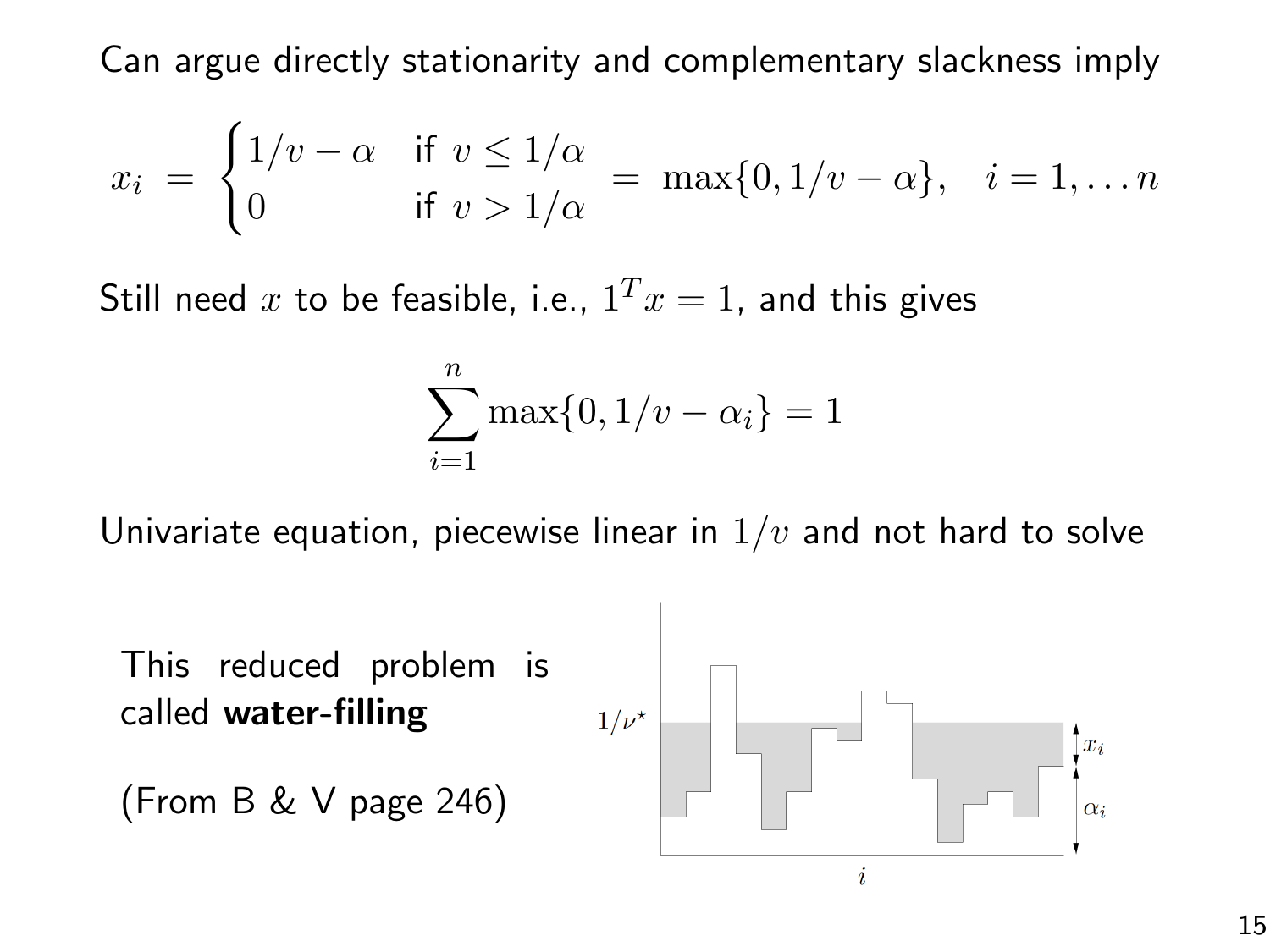Can argue directly stationarity and complementary slackness imply

$$x_i = \begin{cases} 1/v - \alpha & \text{if } v \le 1/\alpha \\ 0 & \text{if } v > 1/\alpha \end{cases} = \max\{0, 1/v - \alpha\}, \quad i = 1, \ldots n$$

Still need $x$ to be feasible, i.e., $1^T x = 1$, and this gives

$$\sum_{i=1}^{n} \max\{0, 1/v - \alpha_i\} = 1$$

Univariate equation, piecewise linear in $1/v$ and not hard to solve

This reduced problem is called **water-filling**

(From B & V page 246)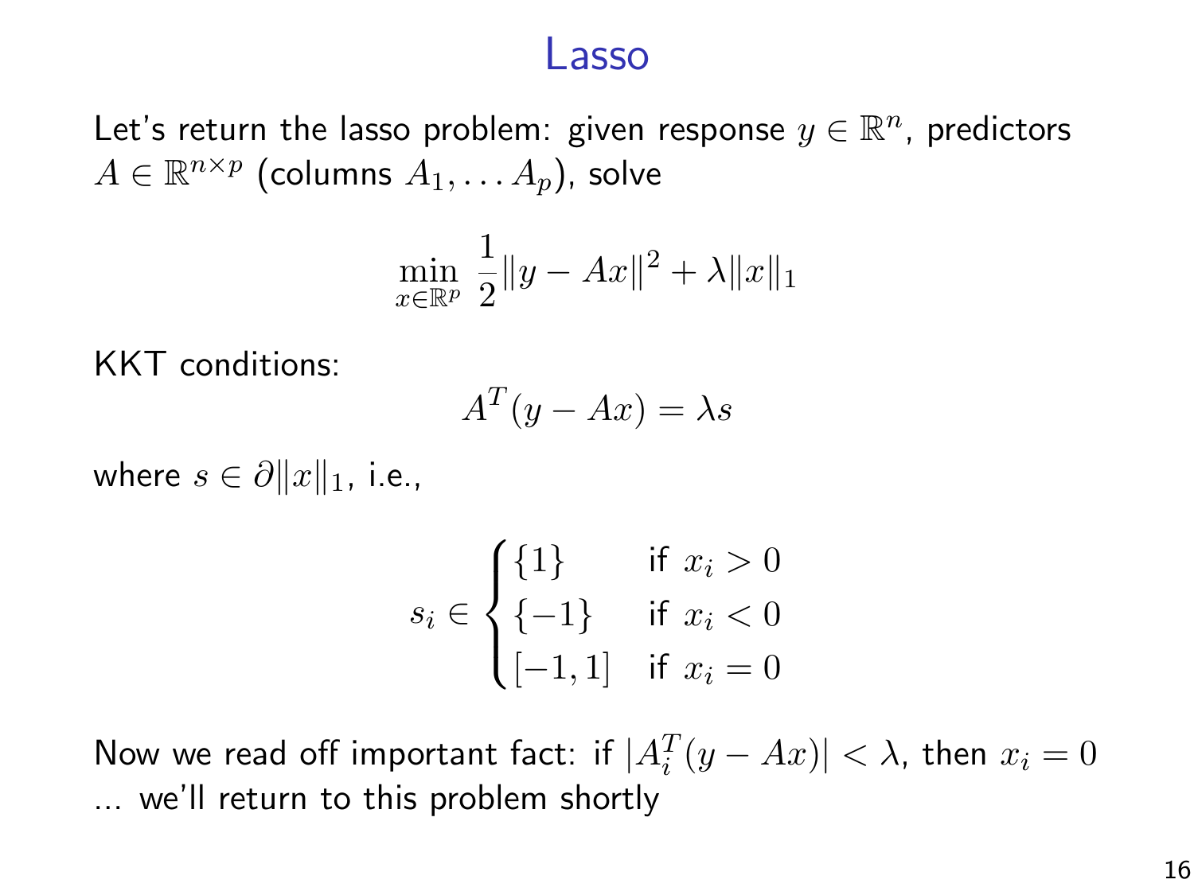# Lasso

Let's return the lasso problem: given response $y \in \mathbb{R}^n$, predictors $A \in \mathbb{R}^{n \times p}$ (columns $A_1, \ldots A_p$), solve

$$\min_{x \in \mathbb{R}^p} \frac{1}{2}\|y - Ax\|^2 + \lambda \|x\|_1$$

KKT conditions:

$$A^T(y - Ax) = \lambda s$$

where $s \in \partial \|x\|_1$, i.e.,

$$s_i \in \begin{cases} \{1\} & \text{if } x_i > 0 \\ \{-1\} & \text{if } x_i < 0 \\ [-1, 1] & \text{if } x_i = 0 \end{cases}$$

Now we read off important fact: if $|A_i^T(y - Ax)| < \lambda$, then $x_i = 0$ ... we'll return to this problem shortly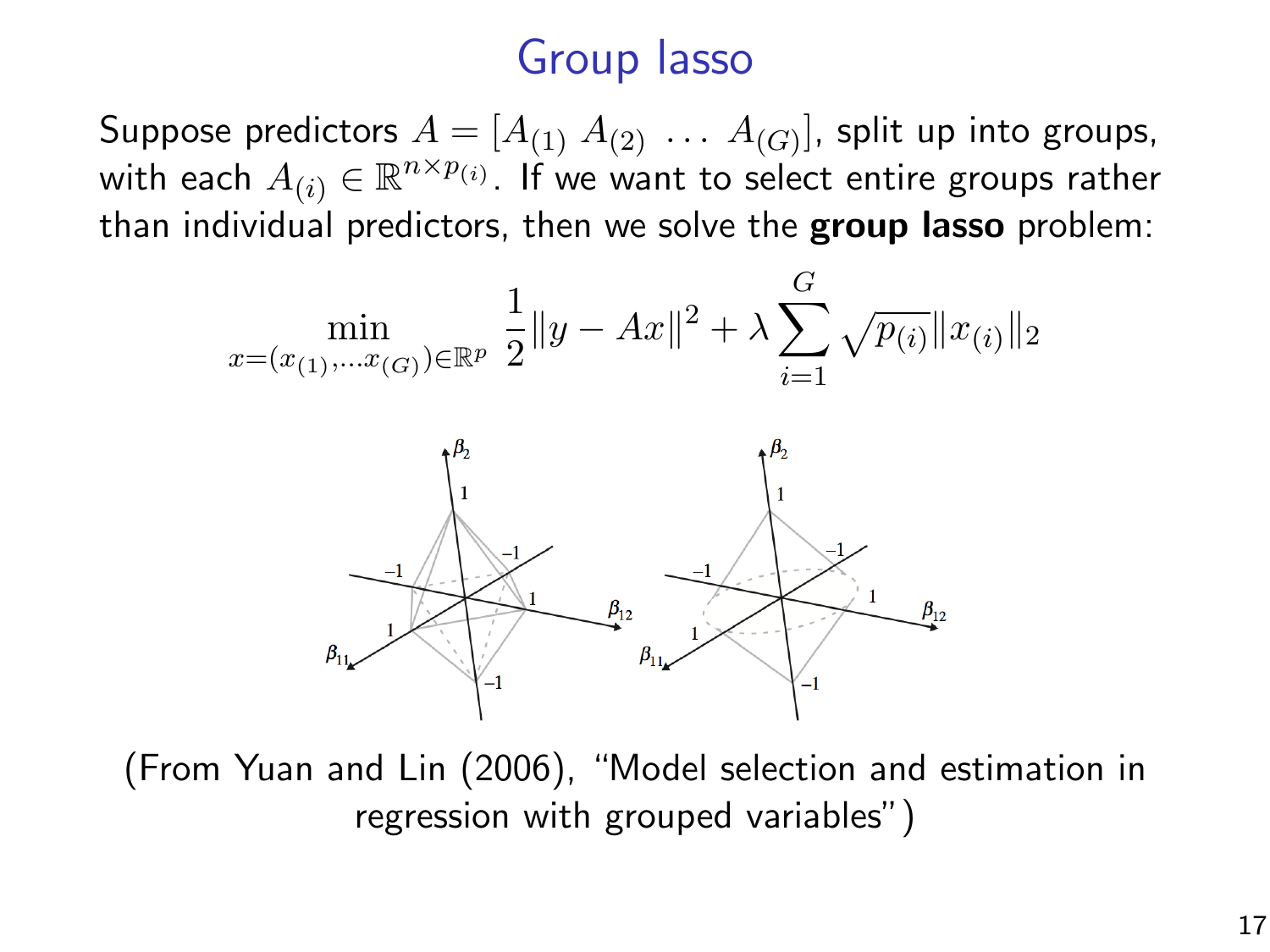# Group lasso

Suppose predictors $A = [A_{(1)}\ A_{(2)}\ \ldots\ A_{(G)}]$, split up into groups, with each $A_{(i)} \in \mathbb{R}^{n \times p_{(i)}}$. If we want to select entire groups rather than individual predictors, then we solve the **group lasso** problem:

$$\min_{x=(x_{(1)},\ldots x_{(G)}) \in \mathbb{R}^p} \frac{1}{2}\|y - Ax\|^2 + \lambda \sum_{i=1}^{G} \sqrt{p_{(i)}}\|x_{(i)}\|_2$$

(From Yuan and Lin (2006), "Model selection and estimation in regression with grouped variables")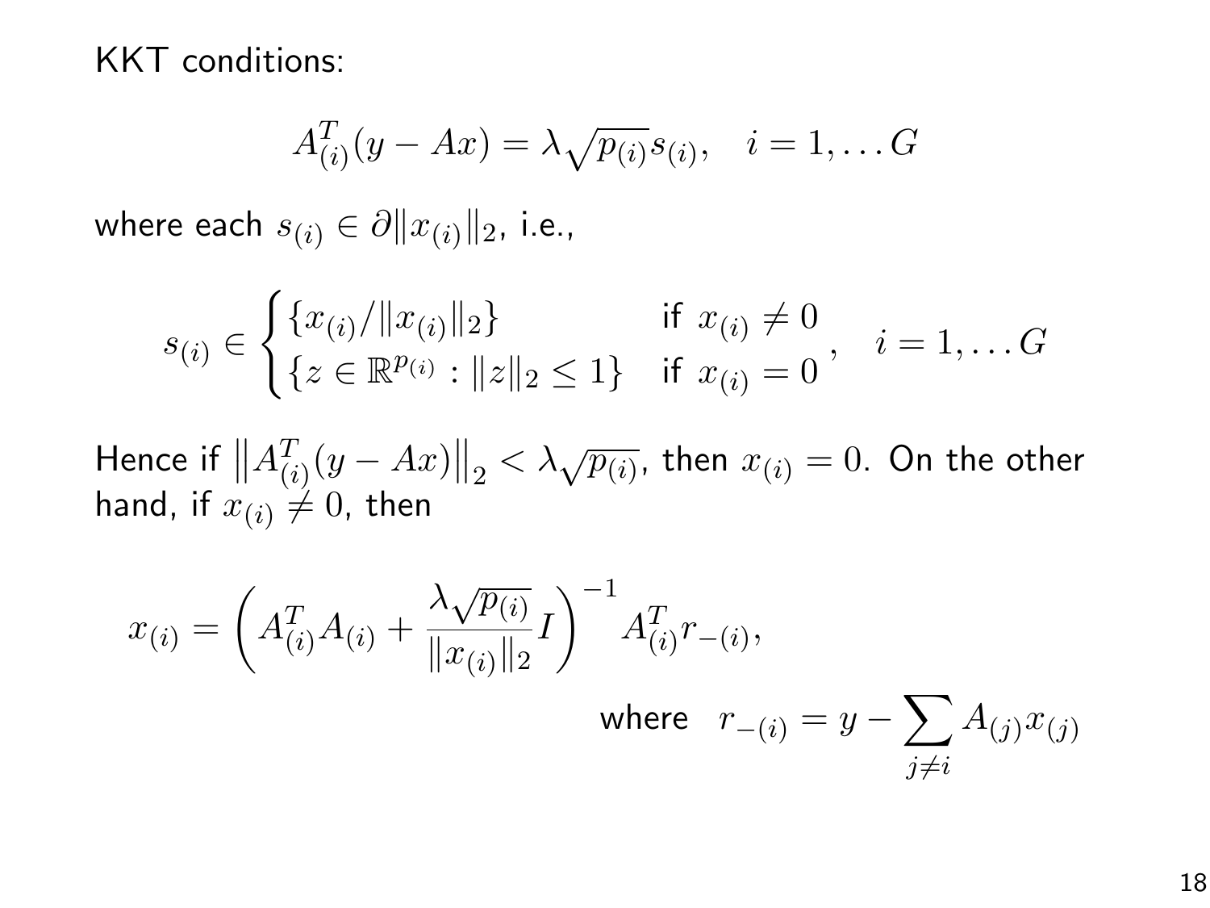KKT conditions:

$$A_{(i)}^T(y - Ax) = \lambda\sqrt{p_{(i)}}s_{(i)}, \quad i = 1, \dots G$$

where each $s_{(i)} \in \partial\|x_{(i)}\|_2$, i.e.,

$$s_{(i)} \in \begin{cases} \{x_{(i)}/\|x_{(i)}\|_2\} & \text{if } x_{(i)} \neq 0 \\ \{z \in \mathbb{R}^{p_{(i)}} : \|z\|_2 \leq 1\} & \text{if } x_{(i)} = 0 \end{cases}, \quad i = 1, \dots G$$

Hence if $\left\|A_{(i)}^T(y - Ax)\right\|_2 < \lambda\sqrt{p_{(i)}}$, then $x_{(i)} = 0$. On the other hand, if $x_{(i)} \neq 0$, then

$$x_{(i)} = \left(A_{(i)}^T A_{(i)} + \frac{\lambda\sqrt{p_{(i)}}}{\|x_{(i)}\|_2} I\right)^{-1} A_{(i)}^T r_{-(i)},$$

$$\text{where} \quad r_{-(i)} = y - \sum_{j \neq i} A_{(j)} x_{(j)}$$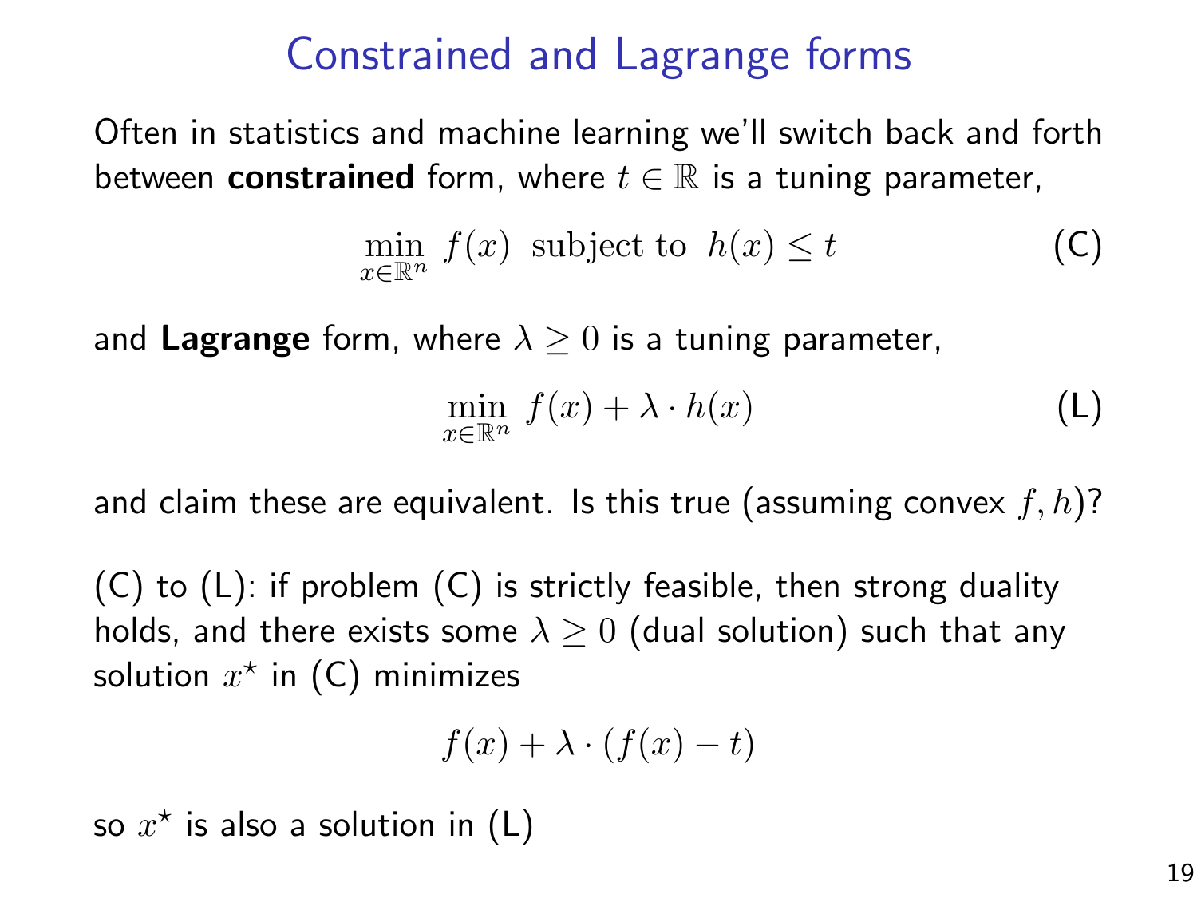# Constrained and Lagrange forms

Often in statistics and machine learning we'll switch back and forth between **constrained** form, where $t \in \mathbb{R}$ is a tuning parameter,

$$\min_{x \in \mathbb{R}^n} f(x) \text{ subject to } h(x) \le t \tag{C}$$

and **Lagrange** form, where $\lambda \ge 0$ is a tuning parameter,

$$\min_{x \in \mathbb{R}^n} f(x) + \lambda \cdot h(x) \tag{L}$$

and claim these are equivalent. Is this true (assuming convex $f, h$)?

(C) to (L): if problem (C) is strictly feasible, then strong duality holds, and there exists some $\lambda \ge 0$ (dual solution) such that any solution $x^\star$ in (C) minimizes

$$f(x) + \lambda \cdot (f(x) - t)$$

so $x^\star$ is also a solution in (L)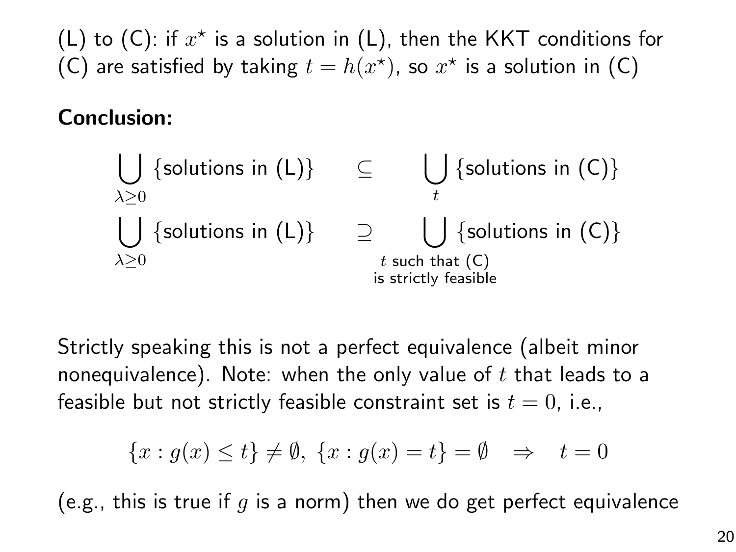(L) to (C): if $x^\star$ is a solution in (L), then the KKT conditions for (C) are satisfied by taking $t = h(x^\star)$, so $x^\star$ is a solution in (C)

**Conclusion:**

$$\bigcup_{\lambda \geq 0} \{\text{solutions in (L)}\} \quad \subseteq \quad \bigcup_{t} \{\text{solutions in (C)}\}$$

$$\bigcup_{\lambda \geq 0} \{\text{solutions in (L)}\} \quad \supseteq \quad \bigcup_{\substack{t \text{ such that (C)} \\ \text{is strictly feasible}}} \{\text{solutions in (C)}\}$$

Strictly speaking this is not a perfect equivalence (albeit minor nonequivalence). Note: when the only value of $t$ that leads to a feasible but not strictly feasible constraint set is $t = 0$, i.e.,

$$\{x : g(x) \leq t\} \neq \emptyset,\ \{x : g(x) = t\} = \emptyset \quad \Rightarrow \quad t = 0$$

(e.g., this is true if $g$ is a norm) then we do get perfect equivalence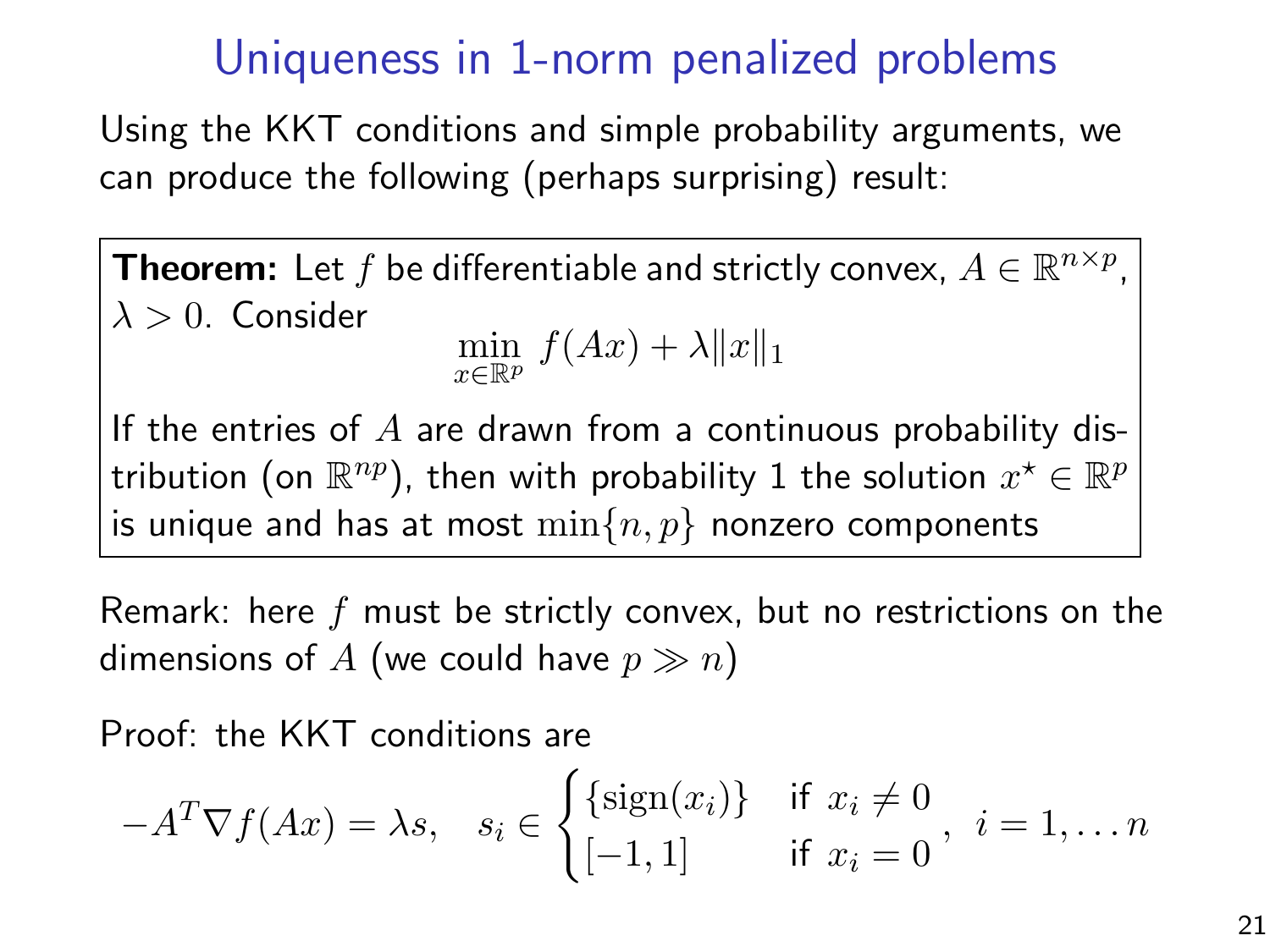# Uniqueness in 1-norm penalized problems

Using the KKT conditions and simple probability arguments, we can produce the following (perhaps surprising) result:

> **Theorem:** Let $f$ be differentiable and strictly convex, $A \in \mathbb{R}^{n \times p}$, $\lambda > 0$. Consider
>
> $$\min_{x \in \mathbb{R}^p} \; f(Ax) + \lambda \|x\|_1$$
>
> If the entries of $A$ are drawn from a continuous probability distribution (on $\mathbb{R}^{np}$), then with probability 1 the solution $x^\star \in \mathbb{R}^p$ is unique and has at most $\min\{n, p\}$ nonzero components

Remark: here $f$ must be strictly convex, but no restrictions on the dimensions of $A$ (we could have $p \gg n$)

Proof: the KKT conditions are

$$-A^T \nabla f(Ax) = \lambda s, \quad s_i \in \begin{cases} \{\mathrm{sign}(x_i)\} & \text{if } x_i \neq 0 \\ [-1, 1] & \text{if } x_i = 0 \end{cases}, \; i = 1, \ldots n$$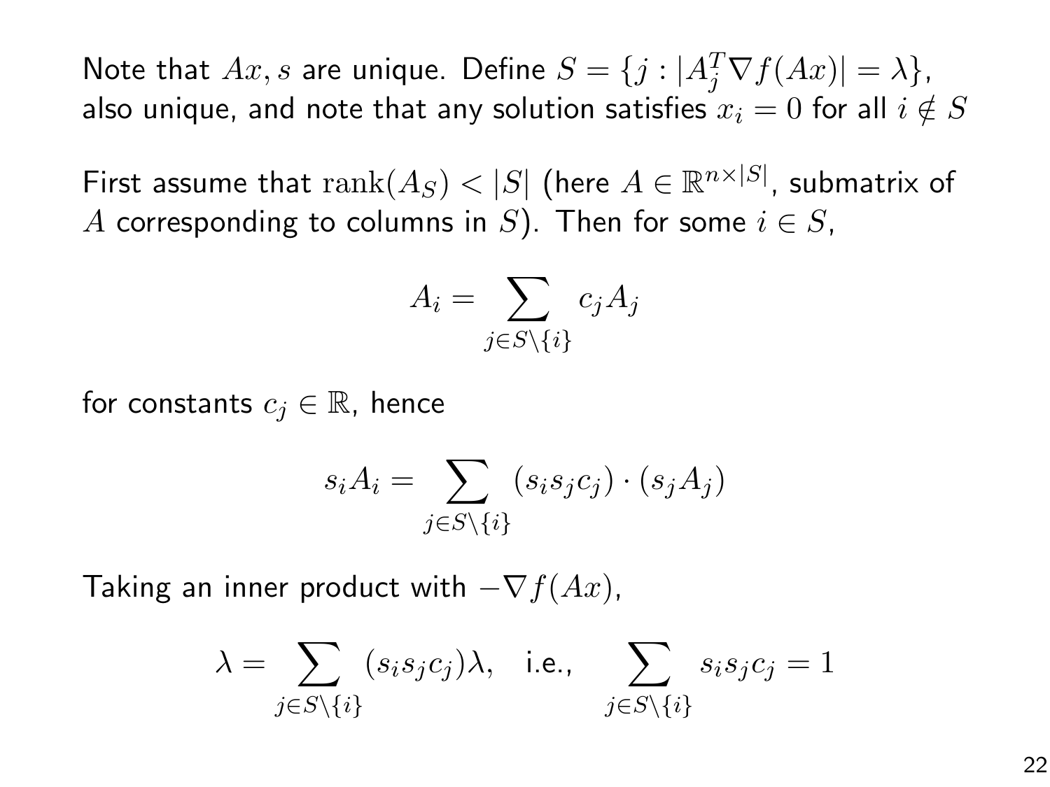Note that $Ax, s$ are unique. Define $S = \{j : |A_j^T \nabla f(Ax)| = \lambda\}$, also unique, and note that any solution satisfies $x_i = 0$ for all $i \notin S$

First assume that $\mathrm{rank}(A_S) < |S|$ (here $A \in \mathbb{R}^{n \times |S|}$, submatrix of $A$ corresponding to columns in $S$). Then for some $i \in S$,

$$A_i = \sum_{j \in S \setminus \{i\}} c_j A_j$$

for constants $c_j \in \mathbb{R}$, hence

$$s_i A_i = \sum_{j \in S \setminus \{i\}} (s_i s_j c_j) \cdot (s_j A_j)$$

Taking an inner product with $-\nabla f(Ax)$,

$$\lambda = \sum_{j \in S \setminus \{i\}} (s_i s_j c_j) \lambda, \quad \text{i.e.,} \quad \sum_{j \in S \setminus \{i\}} s_i s_j c_j = 1$$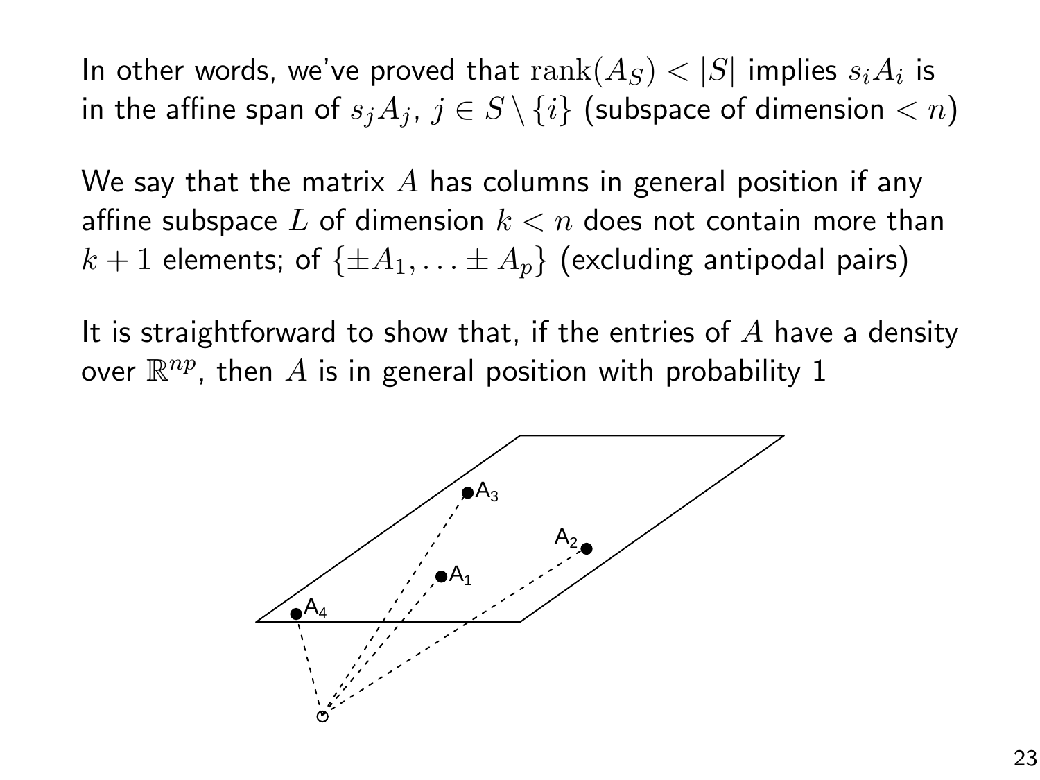In other words, we've proved that $\text{rank}(A_S) < |S|$ implies $s_i A_i$ is in the affine span of $s_j A_j$, $j \in S \setminus \{i\}$ (subspace of dimension $< n$)

We say that the matrix $A$ has columns in general position if any affine subspace $L$ of dimension $k < n$ does not contain more than $k+1$ elements; of $\{\pm A_1, \ldots \pm A_p\}$ (excluding antipodal pairs)

It is straightforward to show that, if the entries of $A$ have a density over $\mathbb{R}^{np}$, then $A$ is in general position with probability 1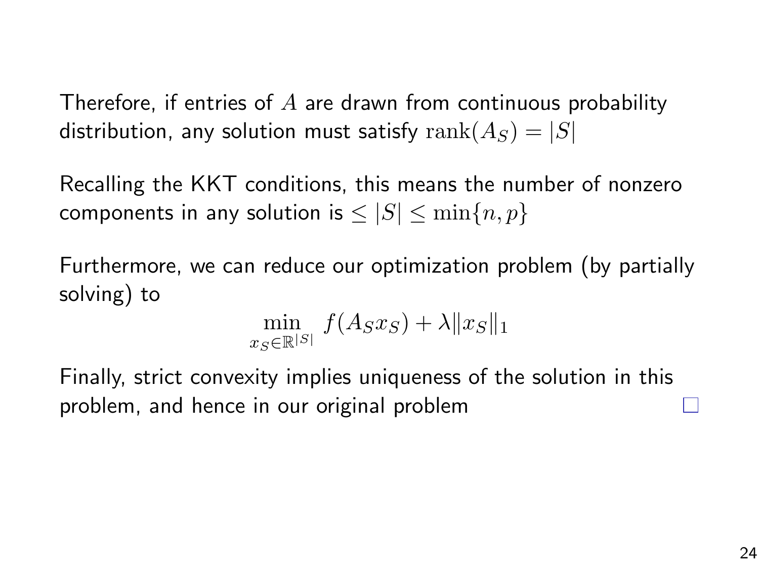Therefore, if entries of $A$ are drawn from continuous probability distribution, any solution must satisfy $\text{rank}(A_S) = |S|$

Recalling the KKT conditions, this means the number of nonzero components in any solution is $\leq |S| \leq \min\{n, p\}$

Furthermore, we can reduce our optimization problem (by partially solving) to

$$\min_{x_S \in \mathbb{R}^{|S|}} \; f(A_S x_S) + \lambda \|x_S\|_1$$

Finally, strict convexity implies uniqueness of the solution in this problem, and hence in our original problem $\square$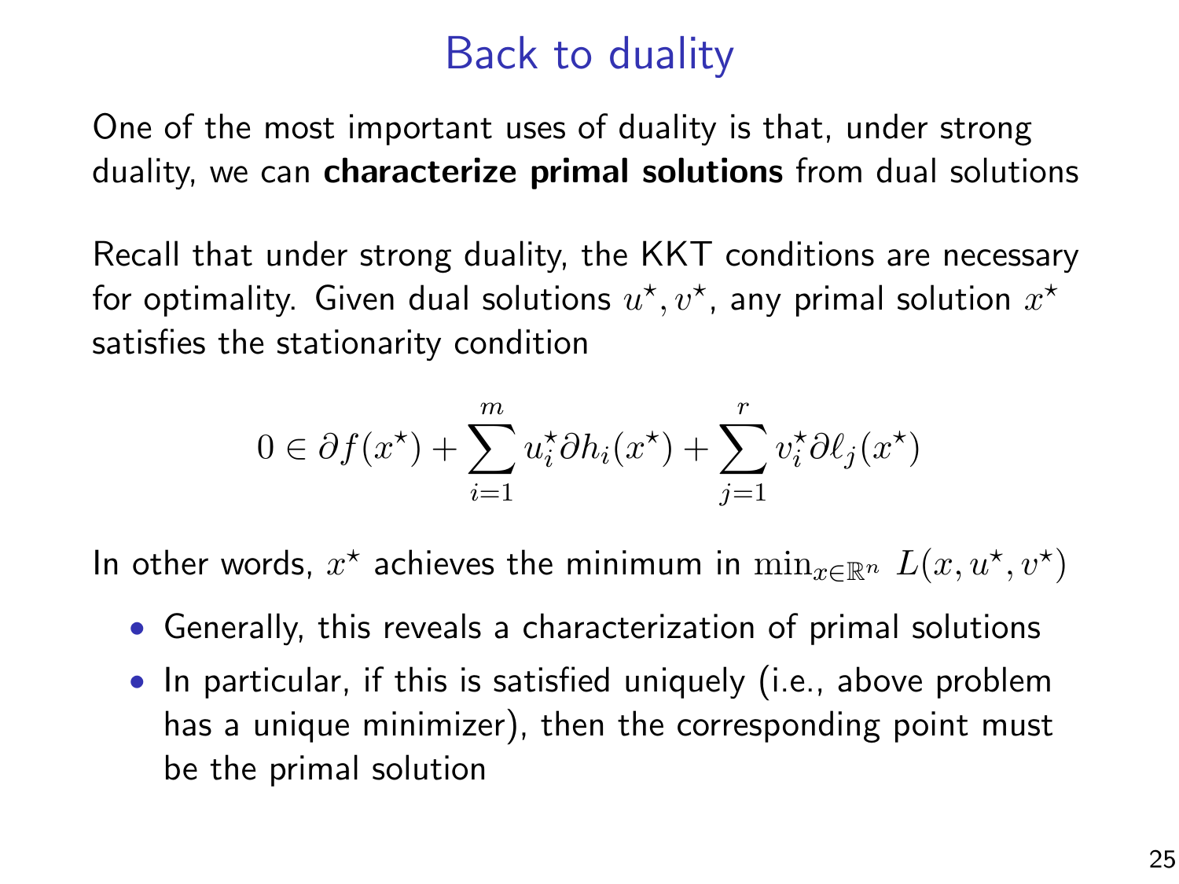# Back to duality

One of the most important uses of duality is that, under strong duality, we can **characterize primal solutions** from dual solutions

Recall that under strong duality, the KKT conditions are necessary for optimality. Given dual solutions $u^\star, v^\star$, any primal solution $x^\star$ satisfies the stationarity condition

$$0 \in \partial f(x^\star) + \sum_{i=1}^{m} u_i^\star \partial h_i(x^\star) + \sum_{j=1}^{r} v_i^\star \partial \ell_j(x^\star)$$

In other words, $x^\star$ achieves the minimum in $\min_{x \in \mathbb{R}^n} L(x, u^\star, v^\star)$

- Generally, this reveals a characterization of primal solutions
- In particular, if this is satisfied uniquely (i.e., above problem has a unique minimizer), then the corresponding point must be the primal solution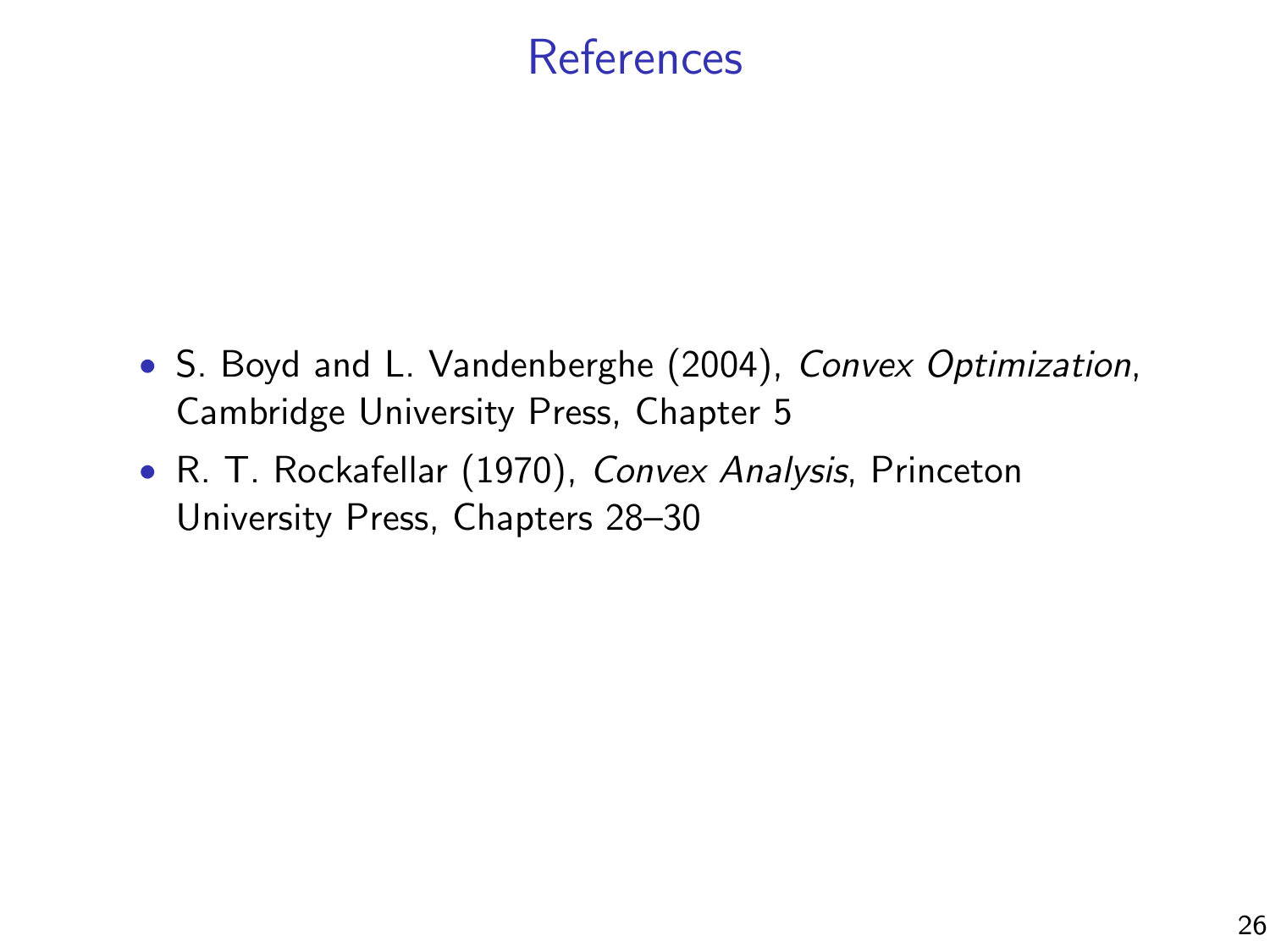# References

- S. Boyd and L. Vandenberghe (2004), *Convex Optimization*, Cambridge University Press, Chapter 5
- R. T. Rockafellar (1970), *Convex Analysis*, Princeton University Press, Chapters 28–30